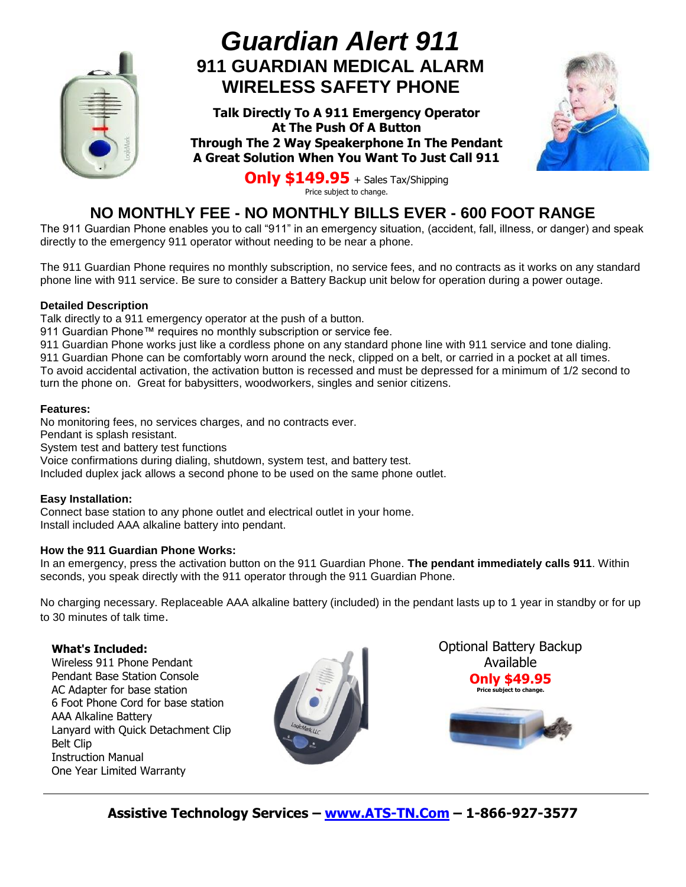# *Guardian Alert 911*

## 911 GUARDIAN MEDICAL ALARM WIRELESS SAFETY PHONE

**Talk Directly To A 911 Emergency Operator At The Push Of A Button Through The 2 Way Speakerphone In The Pendant A Great Solution When You Want To Just Call 911**

**Only $149.95** + Sales Tax/Shipping
Price subject to change.

## NO MONTHLY FEE - NO MONTHLY BILLS EVER - 600 FOOT RANGE

The 911 Guardian Phone enables you to call "911" in an emergency situation, (accident, fall, illness, or danger) and speak directly to the emergency 911 operator without needing to be near a phone.

The 911 Guardian Phone requires no monthly subscription, no service fees, and no contracts as it works on any standard phone line with 911 service. Be sure to consider a Battery Backup unit below for operation during a power outage.

**Detailed Description**

Talk directly to a 911 emergency operator at the push of a button.
911 Guardian Phone™ requires no monthly subscription or service fee.
911 Guardian Phone works just like a cordless phone on any standard phone line with 911 service and tone dialing.
911 Guardian Phone can be comfortably worn around the neck, clipped on a belt, or carried in a pocket at all times.
To avoid accidental activation, the activation button is recessed and must be depressed for a minimum of 1/2 second to turn the phone on. Great for babysitters, woodworkers, singles and senior citizens.

**Features:**

No monitoring fees, no services charges, and no contracts ever.
Pendant is splash resistant.
System test and battery test functions
Voice confirmations during dialing, shutdown, system test, and battery test.
Included duplex jack allows a second phone to be used on the same phone outlet.

**Easy Installation:**

Connect base station to any phone outlet and electrical outlet in your home.
Install included AAA alkaline battery into pendant.

**How the 911 Guardian Phone Works:**

In an emergency, press the activation button on the 911 Guardian Phone. **The pendant immediately calls 911**. Within seconds, you speak directly with the 911 operator through the 911 Guardian Phone.

No charging necessary. Replaceable AAA alkaline battery (included) in the pendant lasts up to 1 year in standby or for up to 30 minutes of talk time.

**What's Included:**

Wireless 911 Phone Pendant
Pendant Base Station Console
AC Adapter for base station
6 Foot Phone Cord for base station
AAA Alkaline Battery
Lanyard with Quick Detachment Clip
Belt Clip
Instruction Manual
One Year Limited Warranty

Optional Battery Backup Available
**Only $49.95**
Price subject to change.

**Assistive Technology Services – www.ATS-TN.Com – 1-866-927-3577**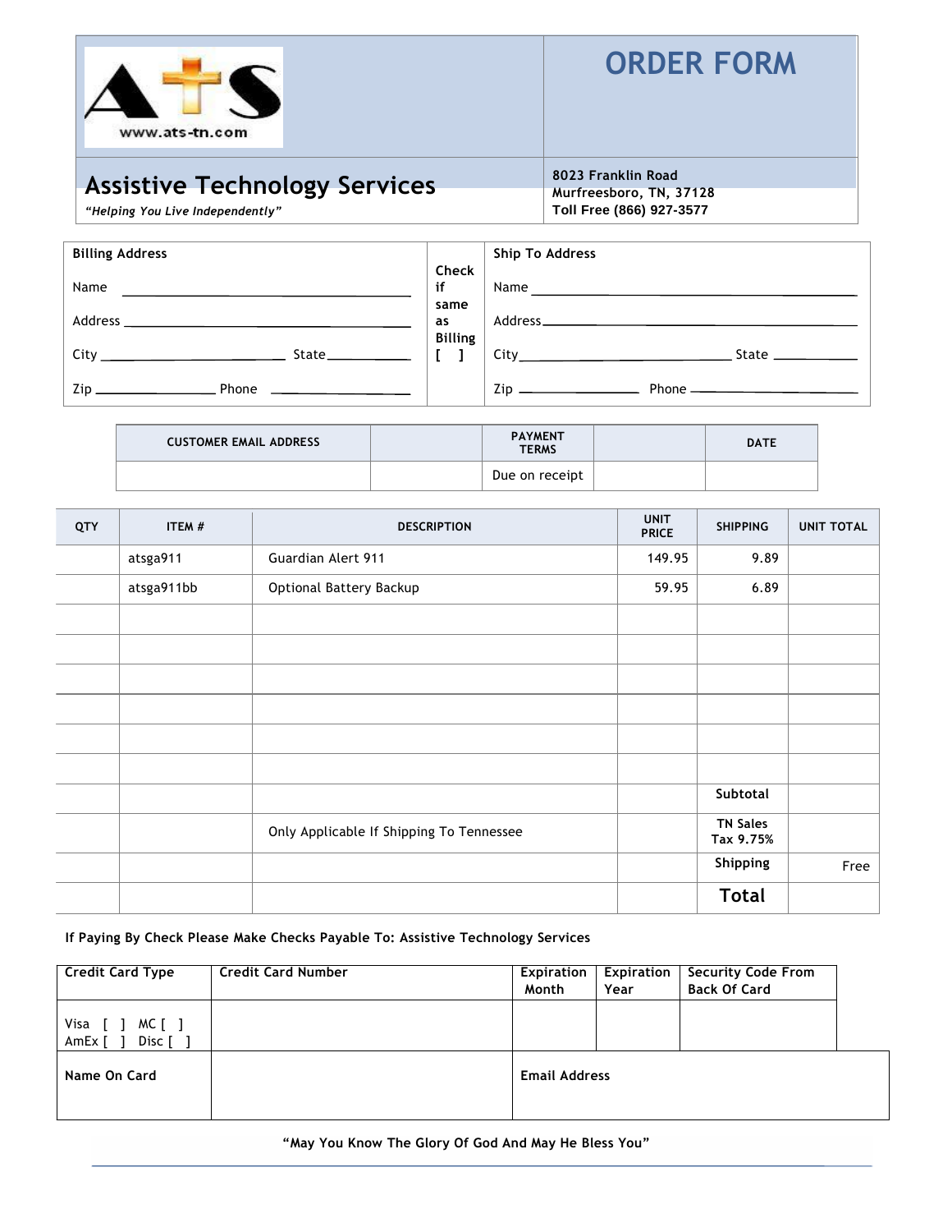www.ats-tn.com

# ORDER FORM

## Assistive Technology Services

*"Helping You Live Independently"*

**8023 Franklin Road**
**Murfreesboro, TN, 37128**
**Toll Free (866) 927-3577**

| **Billing Address** | **Check if same as Billing [ ]** | **Ship To Address** |
|---|---|---|
| Name ______________________ | | Name ______________________ |
| Address ______________________ | | Address ______________________ |
| City ____________ State ________ | | City ____________ State ________ |
| Zip ________ Phone ____________ | | Zip ________ Phone ____________ |

| CUSTOMER EMAIL ADDRESS | | PAYMENT TERMS | | DATE |
|---|---|---|---|---|
| | | Due on receipt | | |

| QTY | ITEM # | DESCRIPTION | UNIT PRICE | SHIPPING | UNIT TOTAL |
|---|---|---|---|---|---|
| | atsga911 | Guardian Alert 911 | 149.95 | 9.89 | |
| | atsga911bb | Optional Battery Backup | 59.95 | 6.89 | |
| | | | | | |
| | | | | | |
| | | | | | |
| | | | | | |
| | | | | | |
| | | | | | |
| | | | | **Subtotal** | |
| | | Only Applicable If Shipping To Tennessee | | **TN Sales Tax 9.75%** | |
| | | | | **Shipping** | Free |
| | | | | **Total** | |

**If Paying By Check Please Make Checks Payable To: Assistive Technology Services**

| **Credit Card Type** | **Credit Card Number** | **Expiration Month** | **Expiration Year** | **Security Code From Back Of Card** |
|---|---|---|---|---|
| Visa [ ] MC [ ] AmEx [ ] Disc [ ] | | | | |
| **Name On Card** | | **Email Address** | | |

**"May You Know The Glory Of God And May He Bless You"**